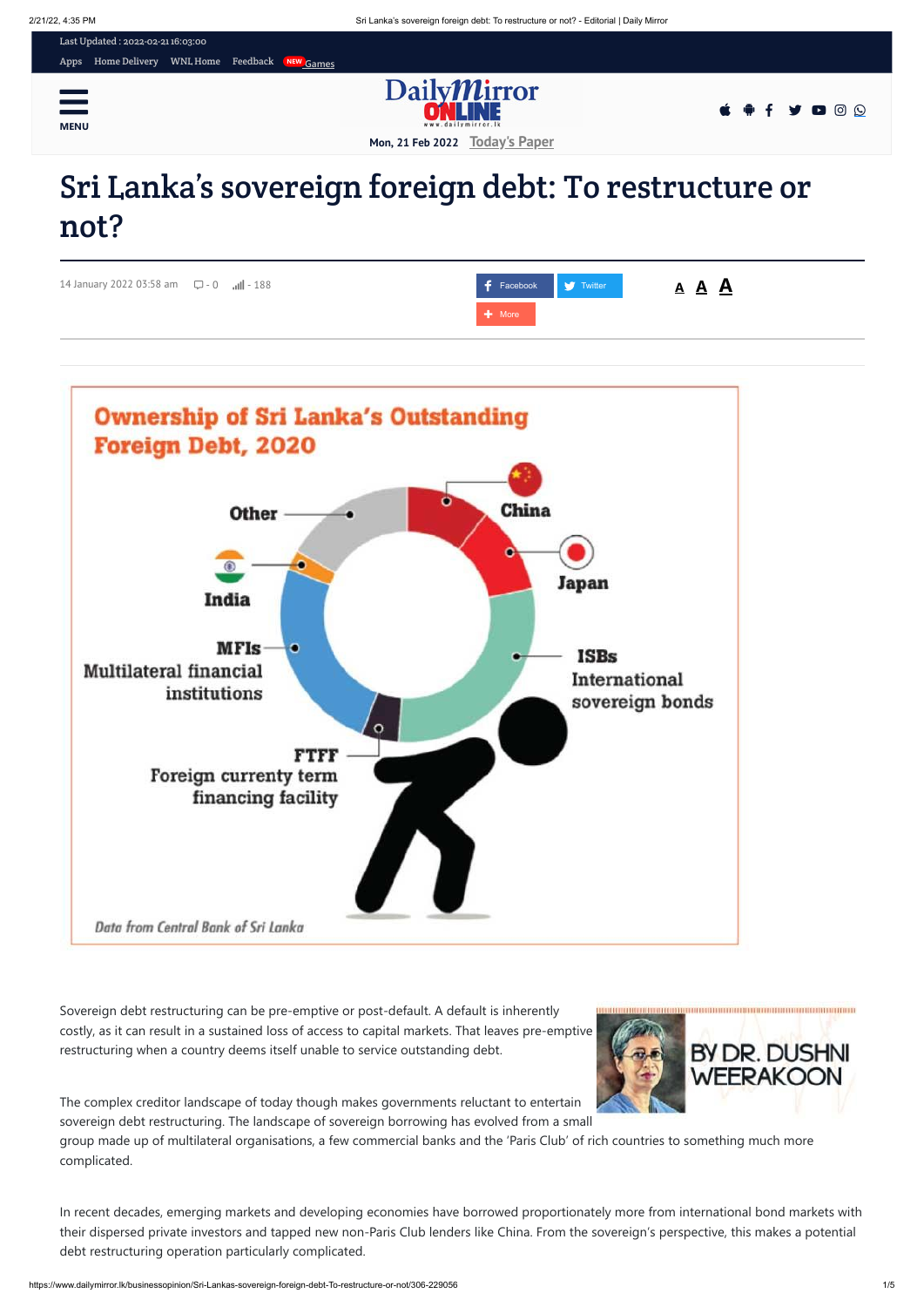# Sri Lanka's sovereign foreign debt: To restructure or not?

14 January 2022 03:58 am

**Ownership of Sri Lanka's Outstanding Foreign Debt, 2020**

Other, China, Japan, India, ISBs International sovereign bonds, MFIs Multilateral financial institutions, FTFF Foreign currency term financing facility

*Data from Central Bank of Sri Lanka*

BY DR. DUSHNI WEERAKOON

Sovereign debt restructuring can be pre-emptive or post-default. A default is inherently costly, as it can result in a sustained loss of access to capital markets. That leaves pre-emptive restructuring when a country deems itself unable to service outstanding debt.

The complex creditor landscape of today though makes governments reluctant to entertain sovereign debt restructuring. The landscape of sovereign borrowing has evolved from a small group made up of multilateral organisations, a few commercial banks and the 'Paris Club' of rich countries to something much more complicated.

In recent decades, emerging markets and developing economies have borrowed proportionately more from international bond markets with their dispersed private investors and tapped new non-Paris Club lenders like China. From the sovereign's perspective, this makes a potential debt restructuring operation particularly complicated.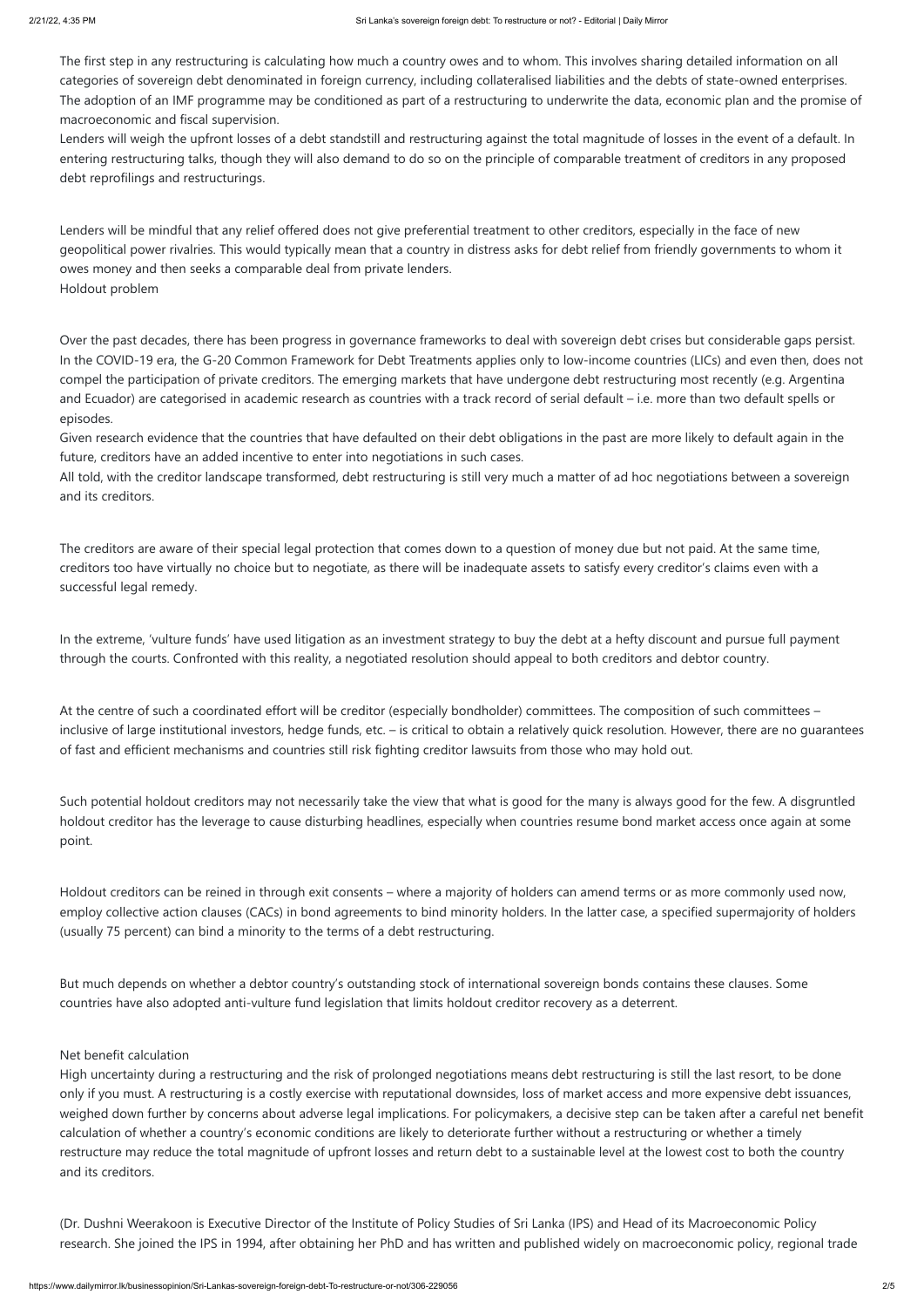The first step in any restructuring is calculating how much a country owes and to whom. This involves sharing detailed information on all categories of sovereign debt denominated in foreign currency, including collateralised liabilities and the debts of state-owned enterprises. The adoption of an IMF programme may be conditioned as part of a restructuring to underwrite the data, economic plan and the promise of macroeconomic and fiscal supervision.

Lenders will weigh the upfront losses of a debt standstill and restructuring against the total magnitude of losses in the event of a default. In entering restructuring talks, though they will also demand to do so on the principle of comparable treatment of creditors in any proposed debt reprofilings and restructurings.

Lenders will be mindful that any relief offered does not give preferential treatment to other creditors, especially in the face of new geopolitical power rivalries. This would typically mean that a country in distress asks for debt relief from friendly governments to whom it owes money and then seeks a comparable deal from private lenders.

## Holdout problem

Over the past decades, there has been progress in governance frameworks to deal with sovereign debt crises but considerable gaps persist. In the COVID-19 era, the G-20 Common Framework for Debt Treatments applies only to low-income countries (LICs) and even then, does not compel the participation of private creditors. The emerging markets that have undergone debt restructuring most recently (e.g. Argentina and Ecuador) are categorised in academic research as countries with a track record of serial default – i.e. more than two default spells or episodes.

Given research evidence that the countries that have defaulted on their debt obligations in the past are more likely to default again in the future, creditors have an added incentive to enter into negotiations in such cases.

All told, with the creditor landscape transformed, debt restructuring is still very much a matter of ad hoc negotiations between a sovereign and its creditors.

The creditors are aware of their special legal protection that comes down to a question of money due but not paid. At the same time, creditors too have virtually no choice but to negotiate, as there will be inadequate assets to satisfy every creditor's claims even with a successful legal remedy.

In the extreme, 'vulture funds' have used litigation as an investment strategy to buy the debt at a hefty discount and pursue full payment through the courts. Confronted with this reality, a negotiated resolution should appeal to both creditors and debtor country.

At the centre of such a coordinated effort will be creditor (especially bondholder) committees. The composition of such committees – inclusive of large institutional investors, hedge funds, etc. – is critical to obtain a relatively quick resolution. However, there are no guarantees of fast and efficient mechanisms and countries still risk fighting creditor lawsuits from those who may hold out.

Such potential holdout creditors may not necessarily take the view that what is good for the many is always good for the few. A disgruntled holdout creditor has the leverage to cause disturbing headlines, especially when countries resume bond market access once again at some point.

Holdout creditors can be reined in through exit consents – where a majority of holders can amend terms or as more commonly used now, employ collective action clauses (CACs) in bond agreements to bind minority holders. In the latter case, a specified supermajority of holders (usually 75 percent) can bind a minority to the terms of a debt restructuring.

But much depends on whether a debtor country's outstanding stock of international sovereign bonds contains these clauses. Some countries have also adopted anti-vulture fund legislation that limits holdout creditor recovery as a deterrent.

## Net benefit calculation

High uncertainty during a restructuring and the risk of prolonged negotiations means debt restructuring is still the last resort, to be done only if you must. A restructuring is a costly exercise with reputational downsides, loss of market access and more expensive debt issuances, weighed down further by concerns about adverse legal implications. For policymakers, a decisive step can be taken after a careful net benefit calculation of whether a country's economic conditions are likely to deteriorate further without a restructuring or whether a timely restructure may reduce the total magnitude of upfront losses and return debt to a sustainable level at the lowest cost to both the country and its creditors.

(Dr. Dushni Weerakoon is Executive Director of the Institute of Policy Studies of Sri Lanka (IPS) and Head of its Macroeconomic Policy research. She joined the IPS in 1994, after obtaining her PhD and has written and published widely on macroeconomic policy, regional trade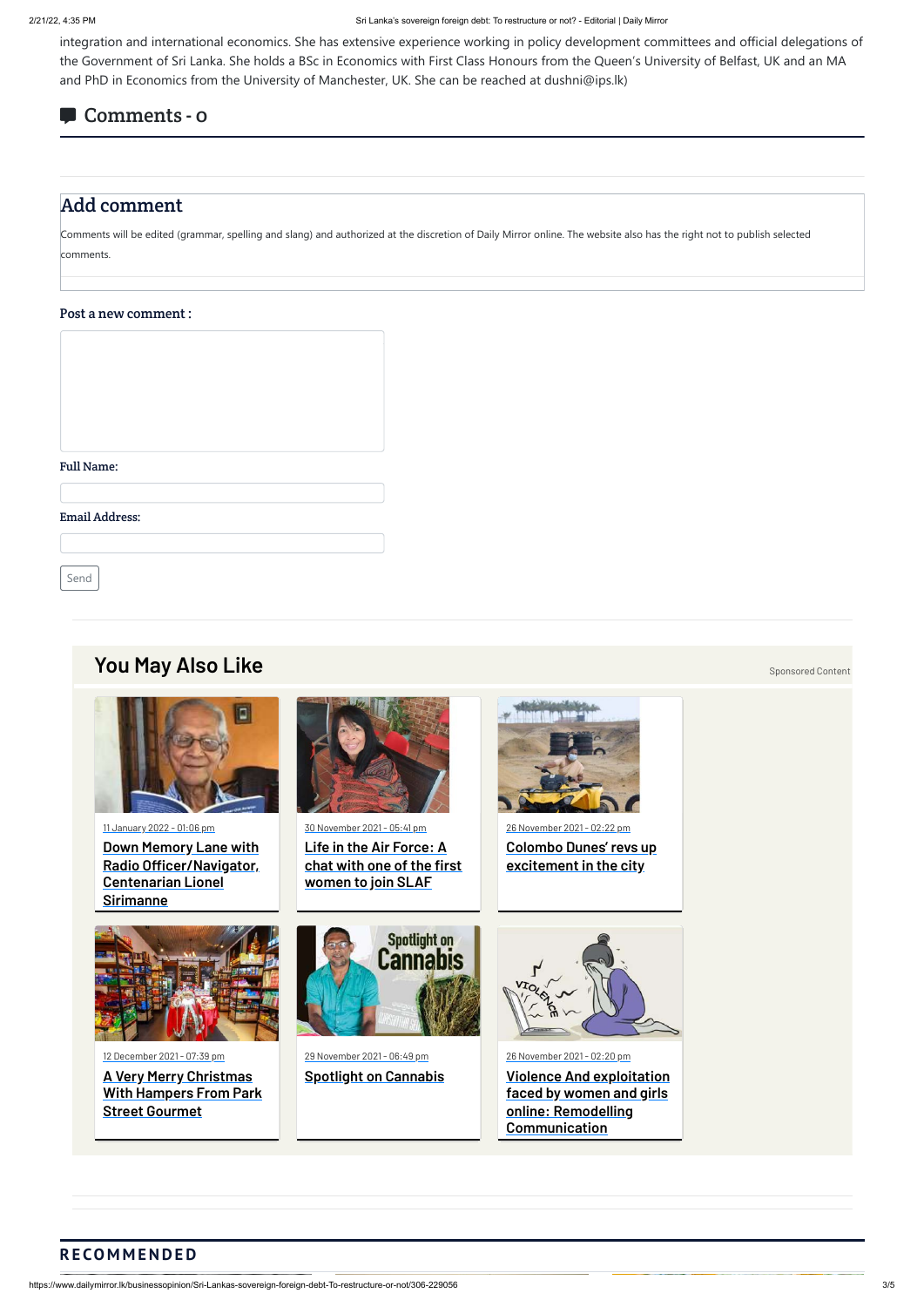integration and international economics. She has extensive experience working in policy development committees and official delegations of the Government of Sri Lanka. She holds a BSc in Economics with First Class Honours from the Queen's University of Belfast, UK and an MA and PhD in Economics from the University of Manchester, UK. She can be reached at dushni@ips.lk)

## Comments - 0

## Add comment

Comments will be edited (grammar, spelling and slang) and authorized at the discretion of Daily Mirror online. The website also has the right not to publish selected comments.

Post a new comment :

Full Name:

Email Address:

Send

## You May Also Like

Sponsored Content

11 January 2022 - 01:06 pm
**Down Memory Lane with Radio Officer/Navigator, Centenarian Lionel Sirimanne**

30 November 2021 - 05:41 pm
**Life in the Air Force: A chat with one of the first women to join SLAF**

26 November 2021 - 02:22 pm
**Colombo Dunes' revs up excitement in the city**

12 December 2021 - 07:39 pm
**A Very Merry Christmas With Hampers From Park Street Gourmet**

29 November 2021 - 06:49 pm
**Spotlight on Cannabis**

26 November 2021 - 02:20 pm
**Violence And exploitation faced by women and girls online: Remodelling Communication**

## RECOMMENDED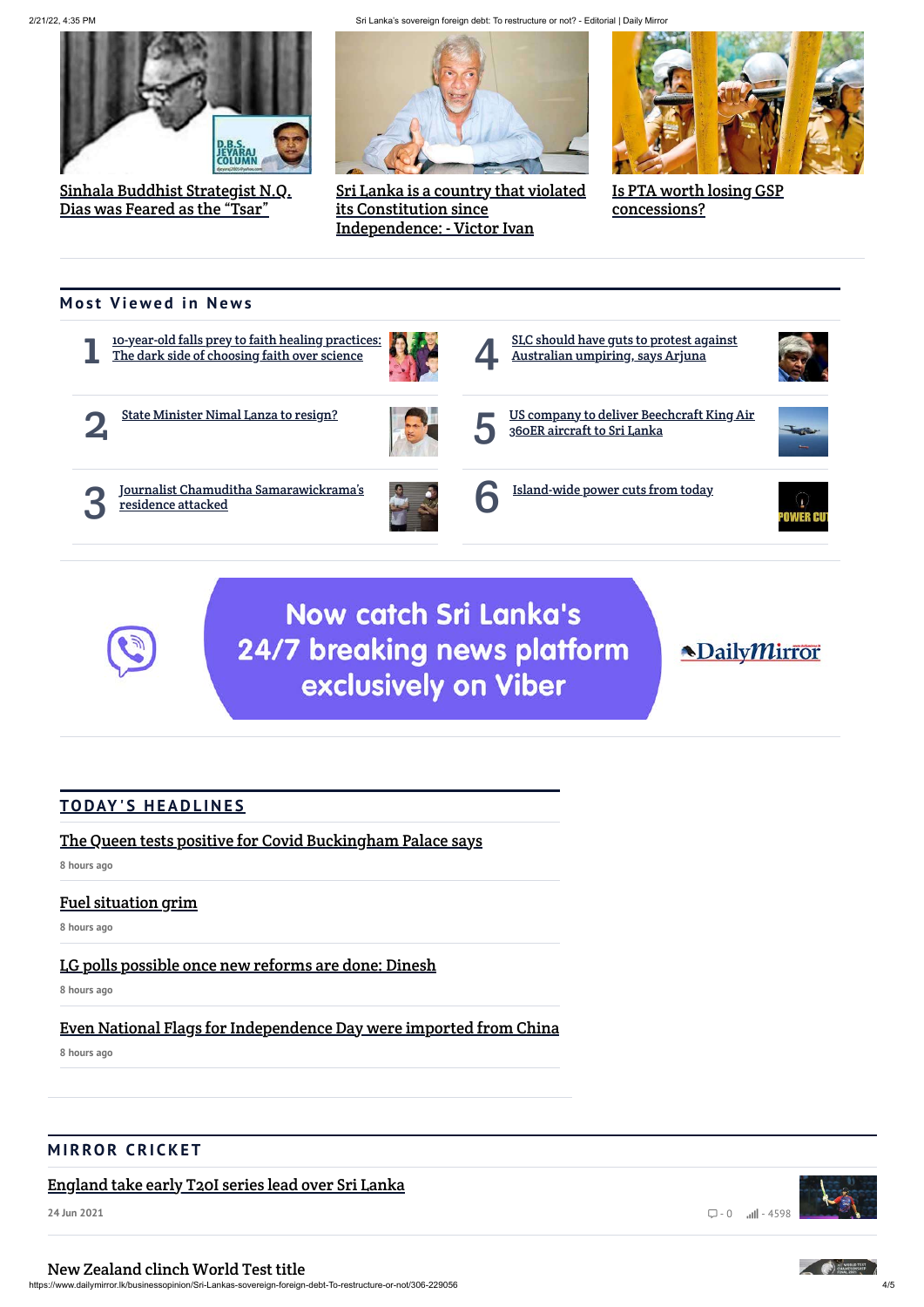Sinhala Buddhist Strategist N.Q. Dias was Feared as the "Tsar"

Sri Lanka is a country that violated its Constitution since Independence: - Victor Ivan

Is PTA worth losing GSP concessions?

## Most Viewed in News

1. 10-year-old falls prey to faith healing practices: The dark side of choosing faith over science
2. State Minister Nimal Lanza to resign?
3. Journalist Chamuditha Samarawickrama's residence attacked
4. SLC should have guts to protest against Australian umpiring, says Arjuna
5. US company to deliver Beechcraft King Air 360ER aircraft to Sri Lanka
6. Island-wide power cuts from today

Now catch Sri Lanka's 24/7 breaking news platform exclusively on Viber

## TODAY'S HEADLINES

The Queen tests positive for Covid Buckingham Palace says

8 hours ago

Fuel situation grim

8 hours ago

LG polls possible once new reforms are done: Dinesh

8 hours ago

Even National Flags for Independence Day were imported from China

8 hours ago

## MIRROR CRICKET

England take early T20I series lead over Sri Lanka

24 Jun 2021

- 0 - 4598

New Zealand clinch World Test title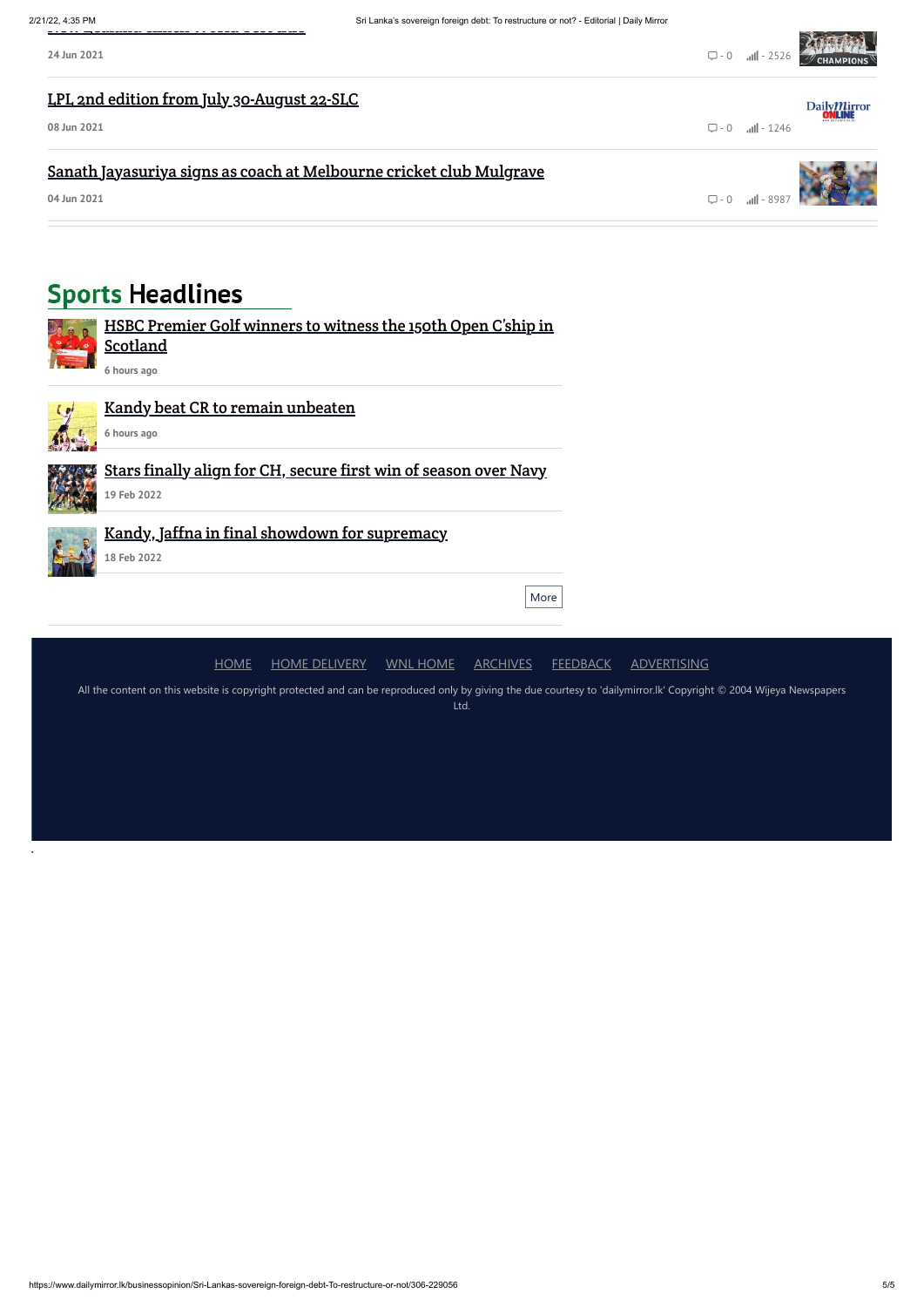24 Jun 2021

- 0 - 2526

[LPL 2nd edition from July 30-August 22-SLC](#)

08 Jun 2021

- 0 - 1246

[Sanath Jayasuriya signs as coach at Melbourne cricket club Mulgrave](#)

04 Jun 2021

- 0 - 8987

## Sports Headlines

[HSBC Premier Golf winners to witness the 150th Open C'ship in Scotland](#)

6 hours ago

[Kandy beat CR to remain unbeaten](#)

6 hours ago

[Stars finally align for CH, secure first win of season over Navy](#)

19 Feb 2022

[Kandy, Jaffna in final showdown for supremacy](#)

18 Feb 2022

More

HOME HOME DELIVERY WNL HOME ARCHIVES FEEDBACK ADVERTISING

All the content on this website is copyright protected and can be reproduced only by giving the due courtesy to 'dailymirror.lk' Copyright © 2004 Wijeya Newspapers Ltd.